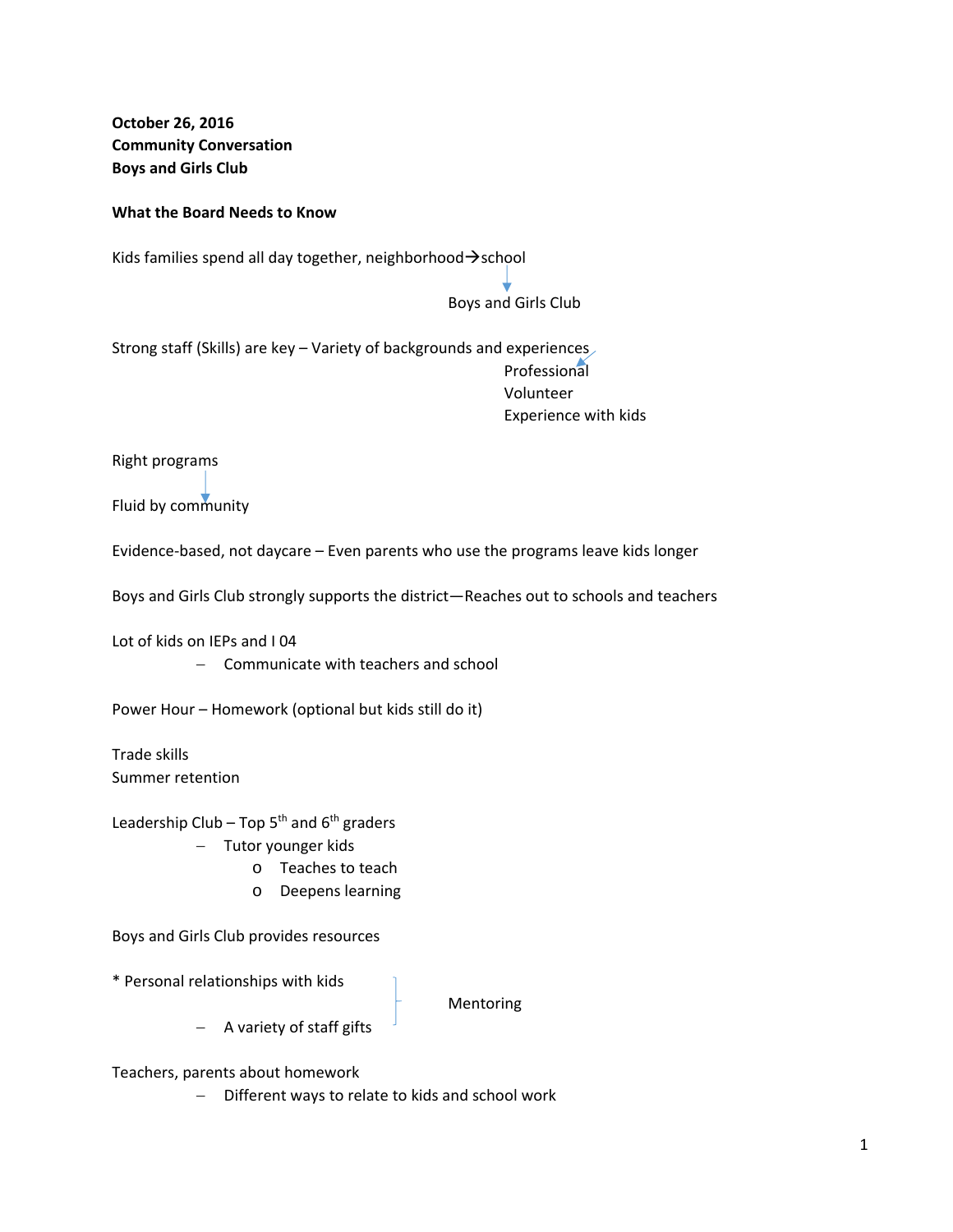**October 26, 2016**
**Community Conversation**
**Boys and Girls Club**

**What the Board Needs to Know**

Kids families spend all day together, neighborhood→school
↓
Boys and Girls Club

Strong staff (Skills) are key – Variety of backgrounds and experiences
- Professional
- Volunteer
- Experience with kids

Right programs
↓
Fluid by community

Evidence-based, not daycare – Even parents who use the programs leave kids longer

Boys and Girls Club strongly supports the district—Reaches out to schools and teachers

Lot of kids on IEPs and I 04
- Communicate with teachers and school

Power Hour – Homework (optional but kids still do it)

Trade skills
Summer retention

Leadership Club – Top 5th and 6th graders
- Tutor younger kids
  - Teaches to teach
  - Deepens learning

Boys and Girls Club provides resources

* Personal relationships with kids
  - A variety of staff gifts

} Mentoring

Teachers, parents about homework
- Different ways to relate to kids and school work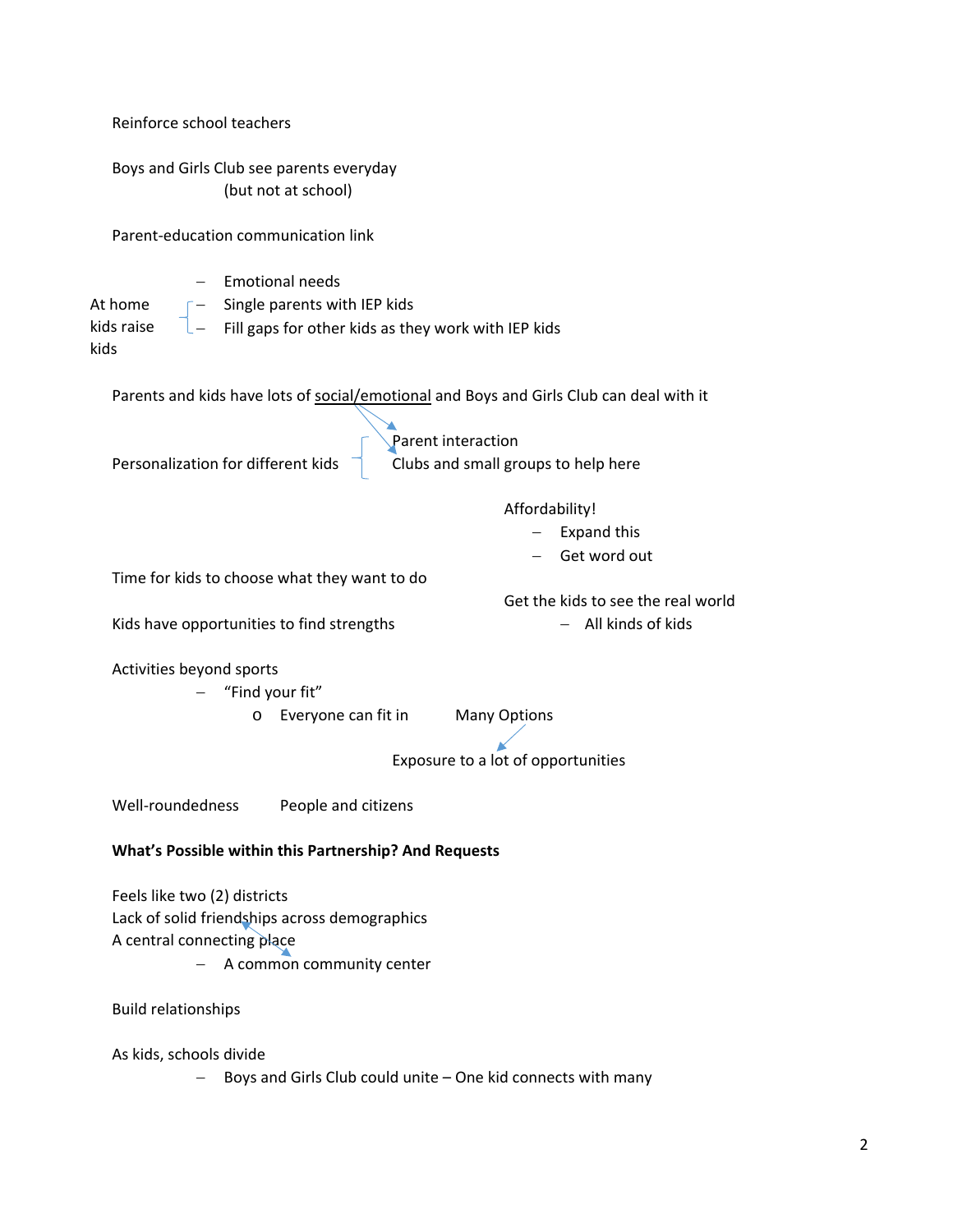Reinforce school teachers

Boys and Girls Club see parents everyday
(but not at school)

Parent-education communication link

At home kids raise kids
- Emotional needs
- Single parents with IEP kids
- Fill gaps for other kids as they work with IEP kids

Parents and kids have lots of social/emotional and Boys and Girls Club can deal with it

Personalization for different kids
- Parent interaction
- Clubs and small groups to help here

Affordability!
- Expand this
- Get word out

Time for kids to choose what they want to do

Get the kids to see the real world
- All kinds of kids

Kids have opportunities to find strengths

Activities beyond sports
- "Find your fit"
  - Everyone can fit in

Many Options

Exposure to a lot of opportunities

Well-roundedness    People and citizens

**What's Possible within this Partnership? And Requests**

Feels like two (2) districts
Lack of solid friendships across demographics
A central connecting place
- A common community center

Build relationships

As kids, schools divide
- Boys and Girls Club could unite – One kid connects with many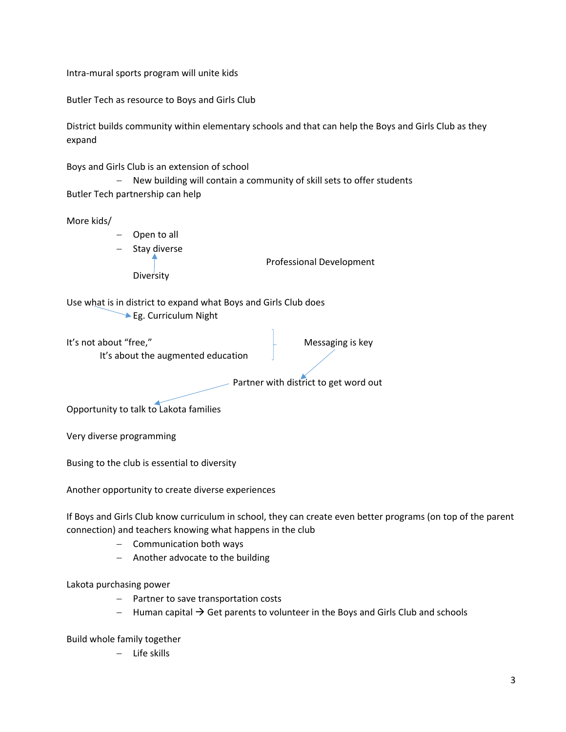Intra-mural sports program will unite kids

Butler Tech as resource to Boys and Girls Club

District builds community within elementary schools and that can help the Boys and Girls Club as they expand

Boys and Girls Club is an extension of school

- New building will contain a community of skill sets to offer students

Butler Tech partnership can help

More kids/

- Open to all
- Stay diverse

Diversity

Professional Development

Use what is in district to expand what Boys and Girls Club does

Eg. Curriculum Night

It's not about "free,"
It's about the augmented education

Messaging is key

Partner with district to get word out

Opportunity to talk to Lakota families

Very diverse programming

Busing to the club is essential to diversity

Another opportunity to create diverse experiences

If Boys and Girls Club know curriculum in school, they can create even better programs (on top of the parent connection) and teachers knowing what happens in the club

- Communication both ways
- Another advocate to the building

Lakota purchasing power

- Partner to save transportation costs
- Human capital → Get parents to volunteer in the Boys and Girls Club and schools

Build whole family together

- Life skills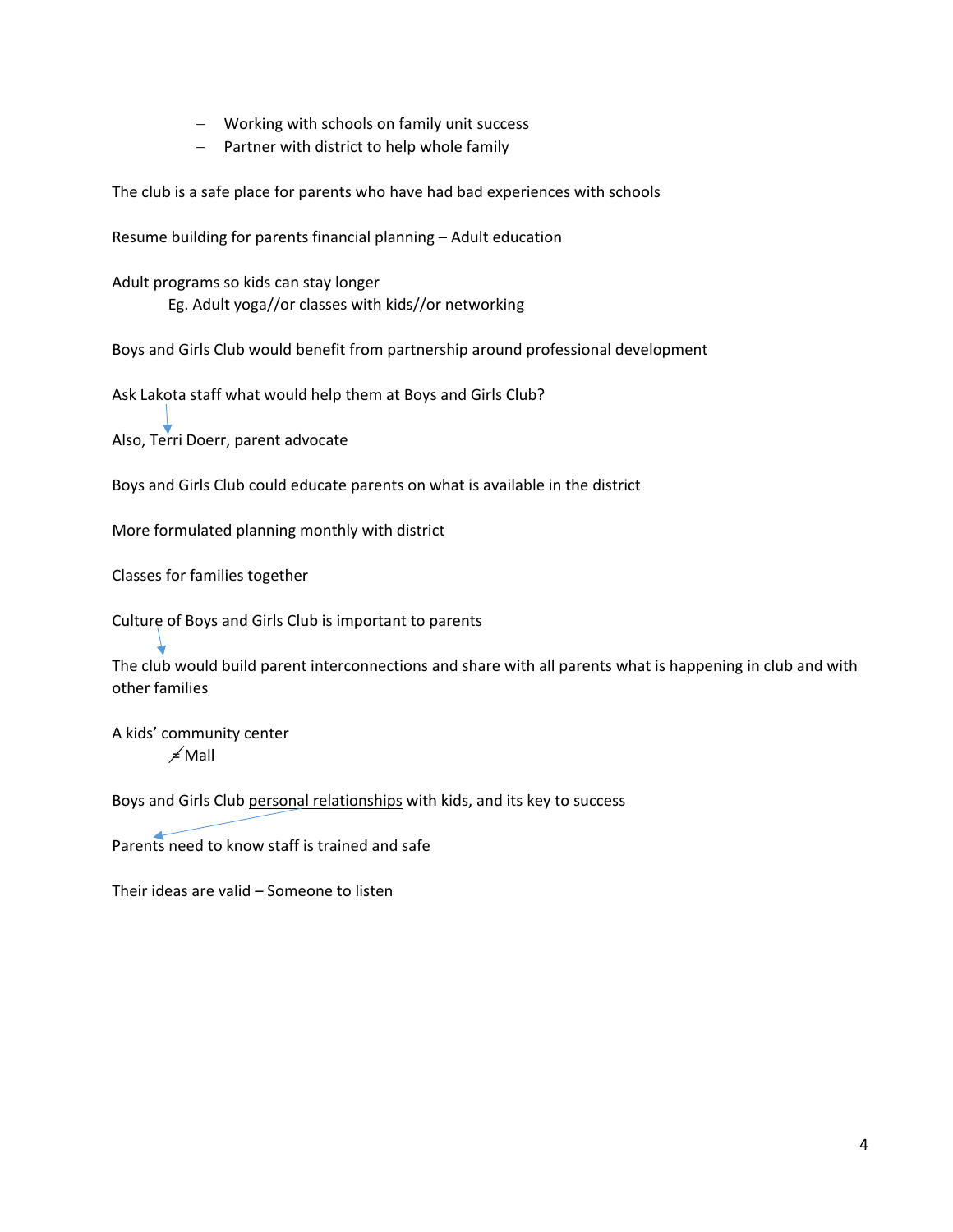- Working with schools on family unit success
- Partner with district to help whole family

The club is a safe place for parents who have had bad experiences with schools

Resume building for parents financial planning – Adult education

Adult programs so kids can stay longer

Eg. Adult yoga//or classes with kids//or networking

Boys and Girls Club would benefit from partnership around professional development

Ask Lakota staff what would help them at Boys and Girls Club?

↓

Also, Terri Doerr, parent advocate

Boys and Girls Club could educate parents on what is available in the district

More formulated planning monthly with district

Classes for families together

Culture of Boys and Girls Club is important to parents

↓

The club would build parent interconnections and share with all parents what is happening in club and with other families

A kids' community center

≠ Mall

Boys and Girls Club <u>personal relationships</u> with kids, and its key to success

Parents need to know staff is trained and safe

Their ideas are valid – Someone to listen